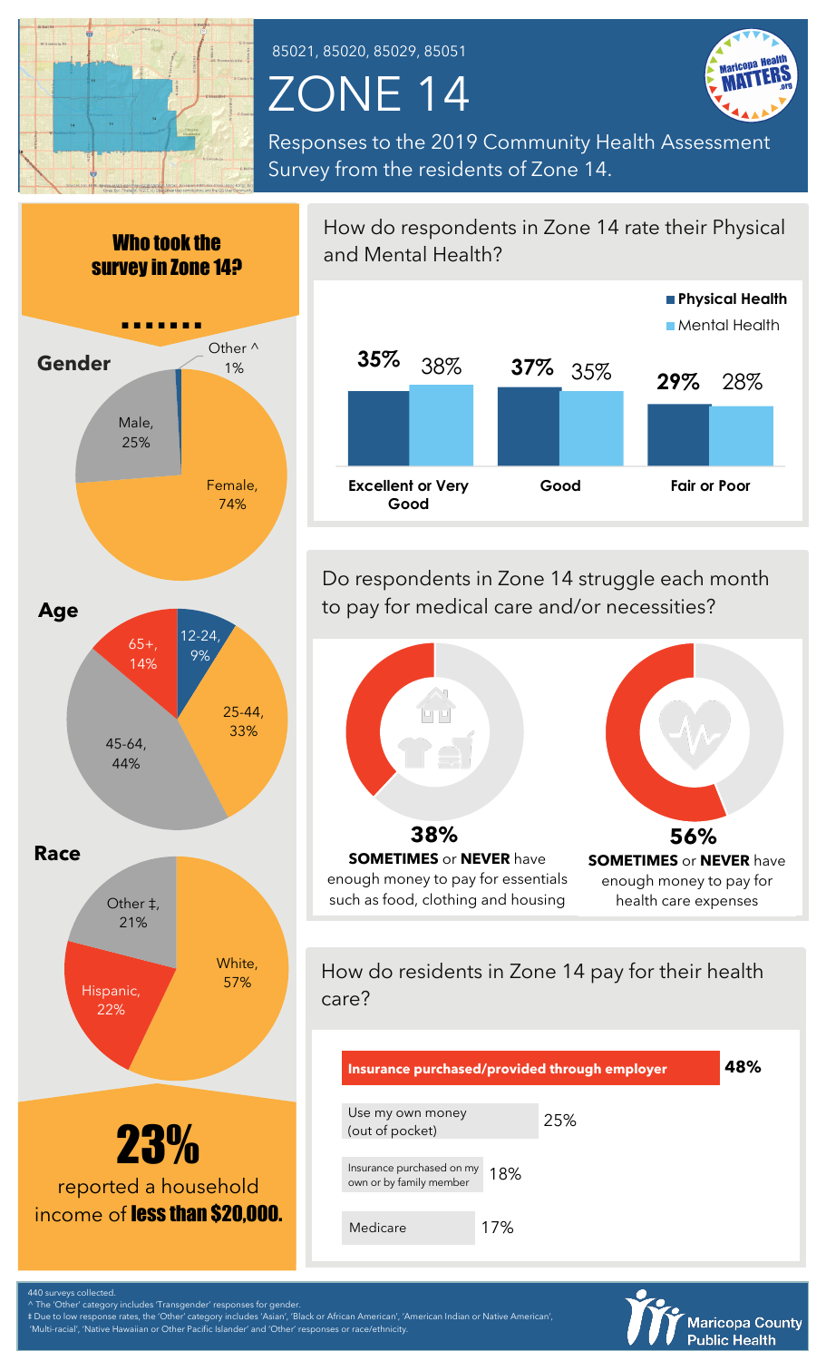85021, 85020, 85029, 85051

# ZONE 14

Responses to the 2019 Community Health Assessment Survey from the residents of Zone 14.

Maricopa Health MATTERS .org

## Who took the survey in Zone 14?

### Gender

| Category | Percent |
|---|---|
| Female | 74% |
| Male | 25% |
| Other ^ | 1% |

### Age

| Category | Percent |
|---|---|
| 12-24 | 9% |
| 25-44 | 33% |
| 45-64 | 44% |
| 65+ | 14% |

### Race

| Category | Percent |
|---|---|
| White | 57% |
| Hispanic | 22% |
| Other ‡ | 21% |

**23%** reported a household income of **less than $20,000.**

## How do respondents in Zone 14 rate their Physical and Mental Health?

| | Physical Health | Mental Health |
|---|---|---|
| Excellent or Very Good | 35% | 38% |
| Good | 37% | 35% |
| Fair or Poor | 29% | 28% |

## Do respondents in Zone 14 struggle each month to pay for medical care and/or necessities?

**38%** **SOMETIMES** or **NEVER** have enough money to pay for essentials such as food, clothing and housing

**56%** **SOMETIMES** or **NEVER** have enough money to pay for health care expenses

## How do residents in Zone 14 pay for their health care?

| Payment method | Percent |
|---|---|
| **Insurance purchased/provided through employer** | **48%** |
| Use my own money (out of pocket) | 25% |
| Insurance purchased on my own or by family member | 18% |
| Medicare | 17% |

440 surveys collected.
^ The 'Other' category includes 'Transgender' responses for gender.
‡ Due to low response rates, the 'Other' category includes 'Asian', 'Black or African American', 'American Indian or Native American', 'Multi-racial', 'Native Hawaiian or Other Pacific Islander' and 'Other' responses or race/ethnicity.

Maricopa County Public Health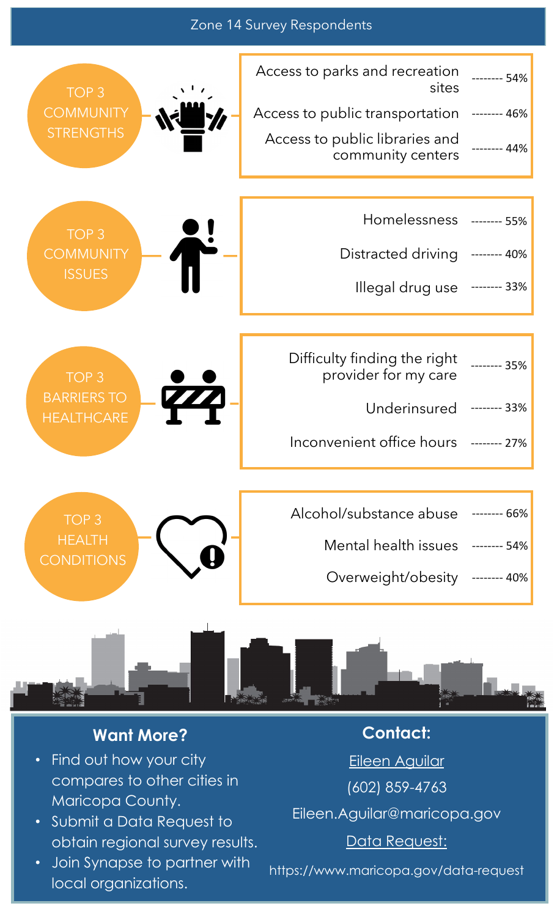## Zone 14 Survey Respondents

### TOP 3 COMMUNITY STRENGTHS

- Access to parks and recreation sites -------- 54%
- Access to public transportation -------- 46%
- Access to public libraries and community centers -------- 44%

### TOP 3 COMMUNITY ISSUES

- Homelessness -------- 55%
- Distracted driving -------- 40%
- Illegal drug use -------- 33%

### TOP 3 BARRIERS TO HEALTHCARE

- Difficulty finding the right provider for my care -------- 35%
- Underinsured -------- 33%
- Inconvenient office hours -------- 27%

### TOP 3 HEALTH CONDITIONS

- Alcohol/substance abuse -------- 66%
- Mental health issues -------- 54%
- Overweight/obesity -------- 40%

## Want More?

- Find out how your city compares to other cities in Maricopa County.
- Submit a Data Request to obtain regional survey results.
- Join Synapse to partner with local organizations.

## Contact:

Eileen Aguilar

(602) 859-4763

Eileen.Aguilar@maricopa.gov

Data Request:

https://www.maricopa.gov/data-request